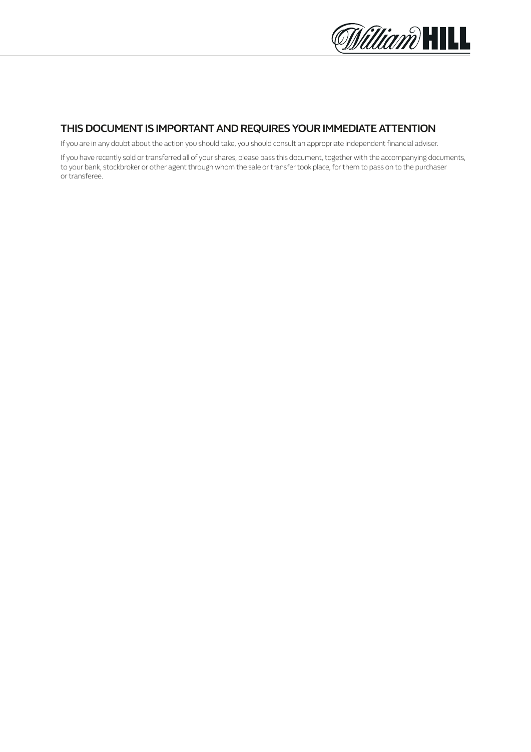## THIS DOCUMENT IS IMPORTANT AND REQUIRES YOUR IMMEDIATE ATTENTION

If you are in any doubt about the action you should take, you should consult an appropriate independent financial adviser.

If you have recently sold or transferred all of your shares, please pass this document, together with the accompanying documents, to your bank, stockbroker or other agent through whom the sale or transfer took place, for them to pass on to the purchaser or transferee.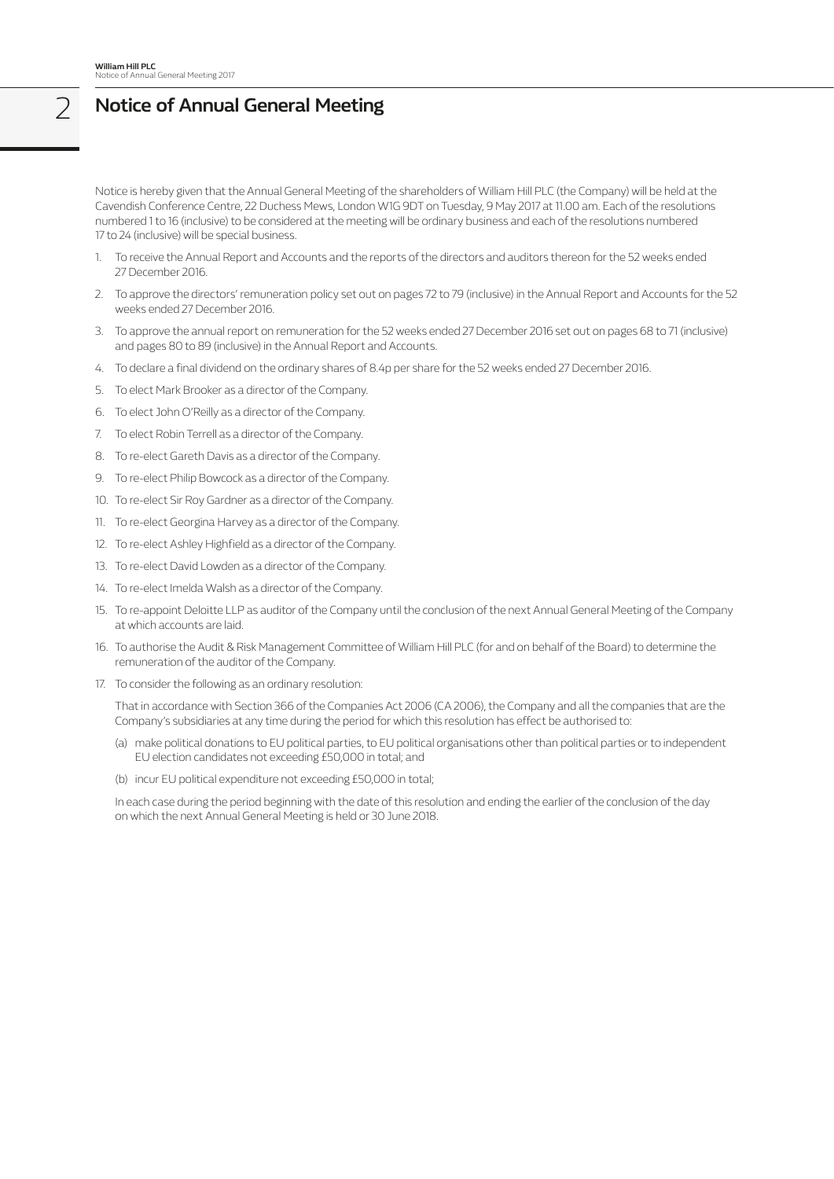# Notice of Annual General Meeting

Notice is hereby given that the Annual General Meeting of the shareholders of William Hill PLC (the Company) will be held at the Cavendish Conference Centre, 22 Duchess Mews, London W1G 9DT on Tuesday, 9 May 2017 at 11.00 am. Each of the resolutions numbered 1 to 16 (inclusive) to be considered at the meeting will be ordinary business and each of the resolutions numbered 17 to 24 (inclusive) will be special business.

1. To receive the Annual Report and Accounts and the reports of the directors and auditors thereon for the 52 weeks ended 27 December 2016.
2. To approve the directors' remuneration policy set out on pages 72 to 79 (inclusive) in the Annual Report and Accounts for the 52 weeks ended 27 December 2016.
3. To approve the annual report on remuneration for the 52 weeks ended 27 December 2016 set out on pages 68 to 71 (inclusive) and pages 80 to 89 (inclusive) in the Annual Report and Accounts.
4. To declare a final dividend on the ordinary shares of 8.4p per share for the 52 weeks ended 27 December 2016.
5. To elect Mark Brooker as a director of the Company.
6. To elect John O'Reilly as a director of the Company.
7. To elect Robin Terrell as a director of the Company.
8. To re-elect Gareth Davis as a director of the Company.
9. To re-elect Philip Bowcock as a director of the Company.
10. To re-elect Sir Roy Gardner as a director of the Company.
11. To re-elect Georgina Harvey as a director of the Company.
12. To re-elect Ashley Highfield as a director of the Company.
13. To re-elect David Lowden as a director of the Company.
14. To re-elect Imelda Walsh as a director of the Company.
15. To re-appoint Deloitte LLP as auditor of the Company until the conclusion of the next Annual General Meeting of the Company at which accounts are laid.
16. To authorise the Audit & Risk Management Committee of William Hill PLC (for and on behalf of the Board) to determine the remuneration of the auditor of the Company.
17. To consider the following as an ordinary resolution:

    That in accordance with Section 366 of the Companies Act 2006 (CA 2006), the Company and all the companies that are the Company's subsidiaries at any time during the period for which this resolution has effect be authorised to:

    (a) make political donations to EU political parties, to EU political organisations other than political parties or to independent EU election candidates not exceeding £50,000 in total; and

    (b) incur EU political expenditure not exceeding £50,000 in total;

    In each case during the period beginning with the date of this resolution and ending the earlier of the conclusion of the day on which the next Annual General Meeting is held or 30 June 2018.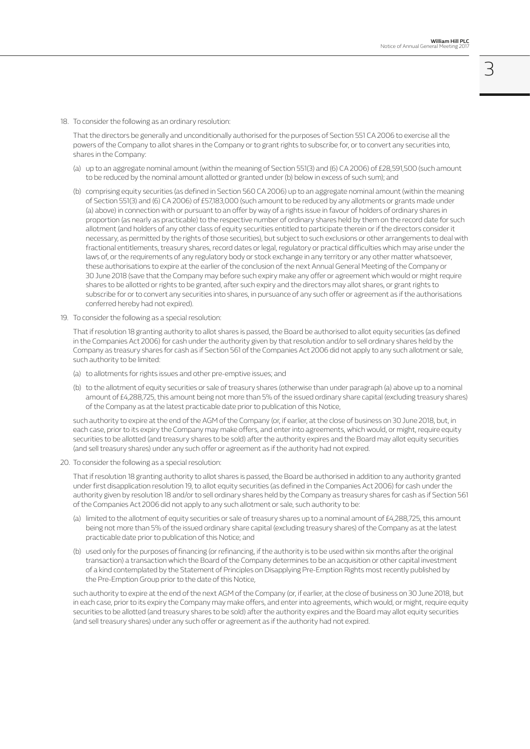18. To consider the following as an ordinary resolution:

    That the directors be generally and unconditionally authorised for the purposes of Section 551 CA 2006 to exercise all the powers of the Company to allot shares in the Company or to grant rights to subscribe for, or to convert any securities into, shares in the Company:

    (a) up to an aggregate nominal amount (within the meaning of Section 551(3) and (6) CA 2006) of £28,591,500 (such amount to be reduced by the nominal amount allotted or granted under (b) below in excess of such sum); and

    (b) comprising equity securities (as defined in Section 560 CA 2006) up to an aggregate nominal amount (within the meaning of Section 551(3) and (6) CA 2006) of £57,183,000 (such amount to be reduced by any allotments or grants made under (a) above) in connection with or pursuant to an offer by way of a rights issue in favour of holders of ordinary shares in proportion (as nearly as practicable) to the respective number of ordinary shares held by them on the record date for such allotment (and holders of any other class of equity securities entitled to participate therein or if the directors consider it necessary, as permitted by the rights of those securities), but subject to such exclusions or other arrangements to deal with fractional entitlements, treasury shares, record dates or legal, regulatory or practical difficulties which may arise under the laws of, or the requirements of any regulatory body or stock exchange in any territory or any other matter whatsoever, these authorisations to expire at the earlier of the conclusion of the next Annual General Meeting of the Company or 30 June 2018 (save that the Company may before such expiry make any offer or agreement which would or might require shares to be allotted or rights to be granted, after such expiry and the directors may allot shares, or grant rights to subscribe for or to convert any securities into shares, in pursuance of any such offer or agreement as if the authorisations conferred hereby had not expired).

19. To consider the following as a special resolution:

    That if resolution 18 granting authority to allot shares is passed, the Board be authorised to allot equity securities (as defined in the Companies Act 2006) for cash under the authority given by that resolution and/or to sell ordinary shares held by the Company as treasury shares for cash as if Section 561 of the Companies Act 2006 did not apply to any such allotment or sale, such authority to be limited:

    (a) to allotments for rights issues and other pre-emptive issues; and

    (b) to the allotment of equity securities or sale of treasury shares (otherwise than under paragraph (a) above up to a nominal amount of £4,288,725, this amount being not more than 5% of the issued ordinary share capital (excluding treasury shares) of the Company as at the latest practicable date prior to publication of this Notice,

    such authority to expire at the end of the AGM of the Company (or, if earlier, at the close of business on 30 June 2018, but, in each case, prior to its expiry the Company may make offers, and enter into agreements, which would, or might, require equity securities to be allotted (and treasury shares to be sold) after the authority expires and the Board may allot equity securities (and sell treasury shares) under any such offer or agreement as if the authority had not expired.

20. To consider the following as a special resolution:

    That if resolution 18 granting authority to allot shares is passed, the Board be authorised in addition to any authority granted under first disapplication resolution 19, to allot equity securities (as defined in the Companies Act 2006) for cash under the authority given by resolution 18 and/or to sell ordinary shares held by the Company as treasury shares for cash as if Section 561 of the Companies Act 2006 did not apply to any such allotment or sale, such authority to be:

    (a) limited to the allotment of equity securities or sale of treasury shares up to a nominal amount of £4,288,725, this amount being not more than 5% of the issued ordinary share capital (excluding treasury shares) of the Company as at the latest practicable date prior to publication of this Notice; and

    (b) used only for the purposes of financing (or refinancing, if the authority is to be used within six months after the original transaction) a transaction which the Board of the Company determines to be an acquisition or other capital investment of a kind contemplated by the Statement of Principles on Disapplying Pre-Emption Rights most recently published by the Pre-Emption Group prior to the date of this Notice,

    such authority to expire at the end of the next AGM of the Company (or, if earlier, at the close of business on 30 June 2018, but in each case, prior to its expiry the Company may make offers, and enter into agreements, which would, or might, require equity securities to be allotted (and treasury shares to be sold) after the authority expires and the Board may allot equity securities (and sell treasury shares) under any such offer or agreement as if the authority had not expired.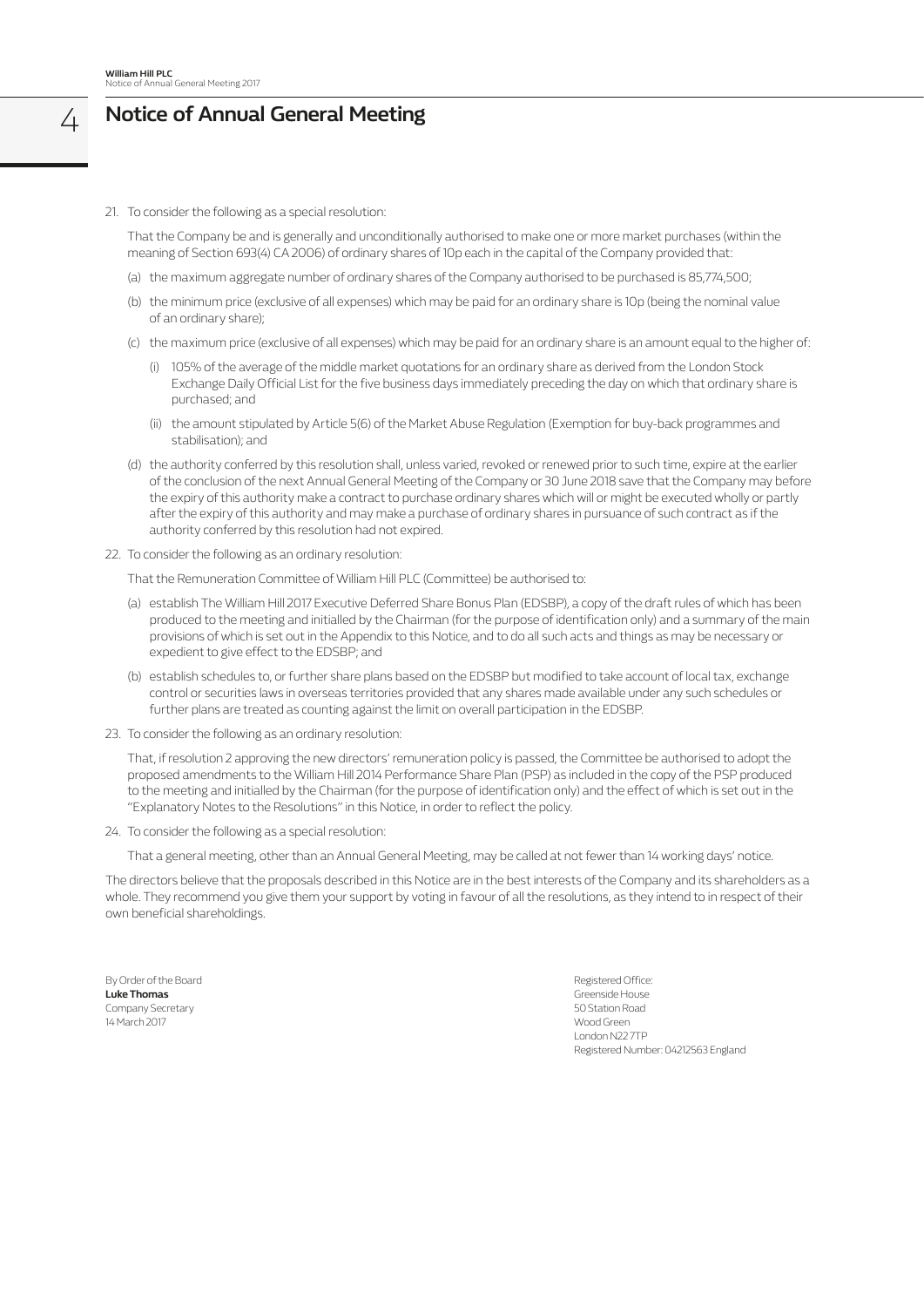# Notice of Annual General Meeting

21. To consider the following as a special resolution:

    That the Company be and is generally and unconditionally authorised to make one or more market purchases (within the meaning of Section 693(4) CA 2006) of ordinary shares of 10p each in the capital of the Company provided that:

    (a) the maximum aggregate number of ordinary shares of the Company authorised to be purchased is 85,774,500;

    (b) the minimum price (exclusive of all expenses) which may be paid for an ordinary share is 10p (being the nominal value of an ordinary share);

    (c) the maximum price (exclusive of all expenses) which may be paid for an ordinary share is an amount equal to the higher of:

    (i) 105% of the average of the middle market quotations for an ordinary share as derived from the London Stock Exchange Daily Official List for the five business days immediately preceding the day on which that ordinary share is purchased; and

    (ii) the amount stipulated by Article 5(6) of the Market Abuse Regulation (Exemption for buy-back programmes and stabilisation); and

    (d) the authority conferred by this resolution shall, unless varied, revoked or renewed prior to such time, expire at the earlier of the conclusion of the next Annual General Meeting of the Company or 30 June 2018 save that the Company may before the expiry of this authority make a contract to purchase ordinary shares which will or might be executed wholly or partly after the expiry of this authority and may make a purchase of ordinary shares in pursuance of such contract as if the authority conferred by this resolution had not expired.

22. To consider the following as an ordinary resolution:

    That the Remuneration Committee of William Hill PLC (Committee) be authorised to:

    (a) establish The William Hill 2017 Executive Deferred Share Bonus Plan (EDSBP), a copy of the draft rules of which has been produced to the meeting and initialled by the Chairman (for the purpose of identification only) and a summary of the main provisions of which is set out in the Appendix to this Notice, and to do all such acts and things as may be necessary or expedient to give effect to the EDSBP; and

    (b) establish schedules to, or further share plans based on the EDSBP but modified to take account of local tax, exchange control or securities laws in overseas territories provided that any shares made available under any such schedules or further plans are treated as counting against the limit on overall participation in the EDSBP.

23. To consider the following as an ordinary resolution:

    That, if resolution 2 approving the new directors' remuneration policy is passed, the Committee be authorised to adopt the proposed amendments to the William Hill 2014 Performance Share Plan (PSP) as included in the copy of the PSP produced to the meeting and initialled by the Chairman (for the purpose of identification only) and the effect of which is set out in the "Explanatory Notes to the Resolutions" in this Notice, in order to reflect the policy.

24. To consider the following as a special resolution:

    That a general meeting, other than an Annual General Meeting, may be called at not fewer than 14 working days' notice.

The directors believe that the proposals described in this Notice are in the best interests of the Company and its shareholders as a whole. They recommend you give them your support by voting in favour of all the resolutions, as they intend to in respect of their own beneficial shareholdings.

By Order of the Board
**Luke Thomas**
Company Secretary
14 March 2017

Registered Office:
Greenside House
50 Station Road
Wood Green
London N22 7TP
Registered Number: 04212563 England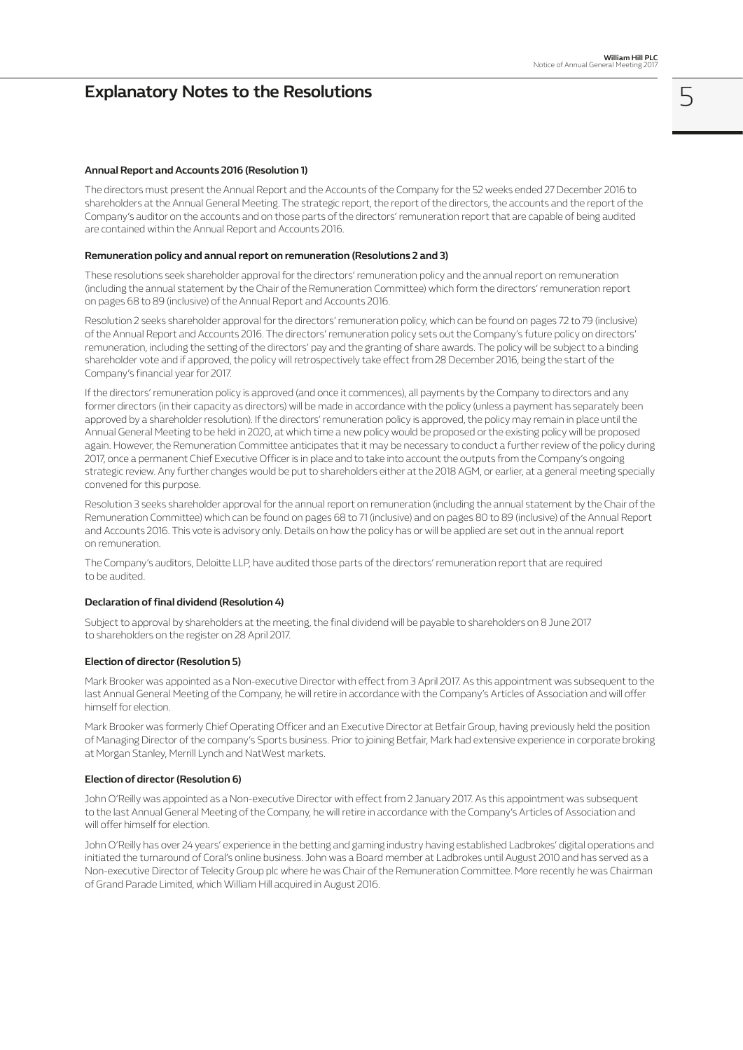# Explanatory Notes to the Resolutions

### Annual Report and Accounts 2016 (Resolution 1)

The directors must present the Annual Report and the Accounts of the Company for the 52 weeks ended 27 December 2016 to shareholders at the Annual General Meeting. The strategic report, the report of the directors, the accounts and the report of the Company's auditor on the accounts and on those parts of the directors' remuneration report that are capable of being audited are contained within the Annual Report and Accounts 2016.

### Remuneration policy and annual report on remuneration (Resolutions 2 and 3)

These resolutions seek shareholder approval for the directors' remuneration policy and the annual report on remuneration (including the annual statement by the Chair of the Remuneration Committee) which form the directors' remuneration report on pages 68 to 89 (inclusive) of the Annual Report and Accounts 2016.

Resolution 2 seeks shareholder approval for the directors' remuneration policy, which can be found on pages 72 to 79 (inclusive) of the Annual Report and Accounts 2016. The directors' remuneration policy sets out the Company's future policy on directors' remuneration, including the setting of the directors' pay and the granting of share awards. The policy will be subject to a binding shareholder vote and if approved, the policy will retrospectively take effect from 28 December 2016, being the start of the Company's financial year for 2017.

If the directors' remuneration policy is approved (and once it commences), all payments by the Company to directors and any former directors (in their capacity as directors) will be made in accordance with the policy (unless a payment has separately been approved by a shareholder resolution). If the directors' remuneration policy is approved, the policy may remain in place until the Annual General Meeting to be held in 2020, at which time a new policy would be proposed or the existing policy will be proposed again. However, the Remuneration Committee anticipates that it may be necessary to conduct a further review of the policy during 2017, once a permanent Chief Executive Officer is in place and to take into account the outputs from the Company's ongoing strategic review. Any further changes would be put to shareholders either at the 2018 AGM, or earlier, at a general meeting specially convened for this purpose.

Resolution 3 seeks shareholder approval for the annual report on remuneration (including the annual statement by the Chair of the Remuneration Committee) which can be found on pages 68 to 71 (inclusive) and on pages 80 to 89 (inclusive) of the Annual Report and Accounts 2016. This vote is advisory only. Details on how the policy has or will be applied are set out in the annual report on remuneration.

The Company's auditors, Deloitte LLP, have audited those parts of the directors' remuneration report that are required to be audited.

### Declaration of final dividend (Resolution 4)

Subject to approval by shareholders at the meeting, the final dividend will be payable to shareholders on 8 June 2017 to shareholders on the register on 28 April 2017.

### Election of director (Resolution 5)

Mark Brooker was appointed as a Non-executive Director with effect from 3 April 2017. As this appointment was subsequent to the last Annual General Meeting of the Company, he will retire in accordance with the Company's Articles of Association and will offer himself for election.

Mark Brooker was formerly Chief Operating Officer and an Executive Director at Betfair Group, having previously held the position of Managing Director of the company's Sports business. Prior to joining Betfair, Mark had extensive experience in corporate broking at Morgan Stanley, Merrill Lynch and NatWest markets.

### Election of director (Resolution 6)

John O'Reilly was appointed as a Non-executive Director with effect from 2 January 2017. As this appointment was subsequent to the last Annual General Meeting of the Company, he will retire in accordance with the Company's Articles of Association and will offer himself for election.

John O'Reilly has over 24 years' experience in the betting and gaming industry having established Ladbrokes' digital operations and initiated the turnaround of Coral's online business. John was a Board member at Ladbrokes until August 2010 and has served as a Non-executive Director of Telecity Group plc where he was Chair of the Remuneration Committee. More recently he was Chairman of Grand Parade Limited, which William Hill acquired in August 2016.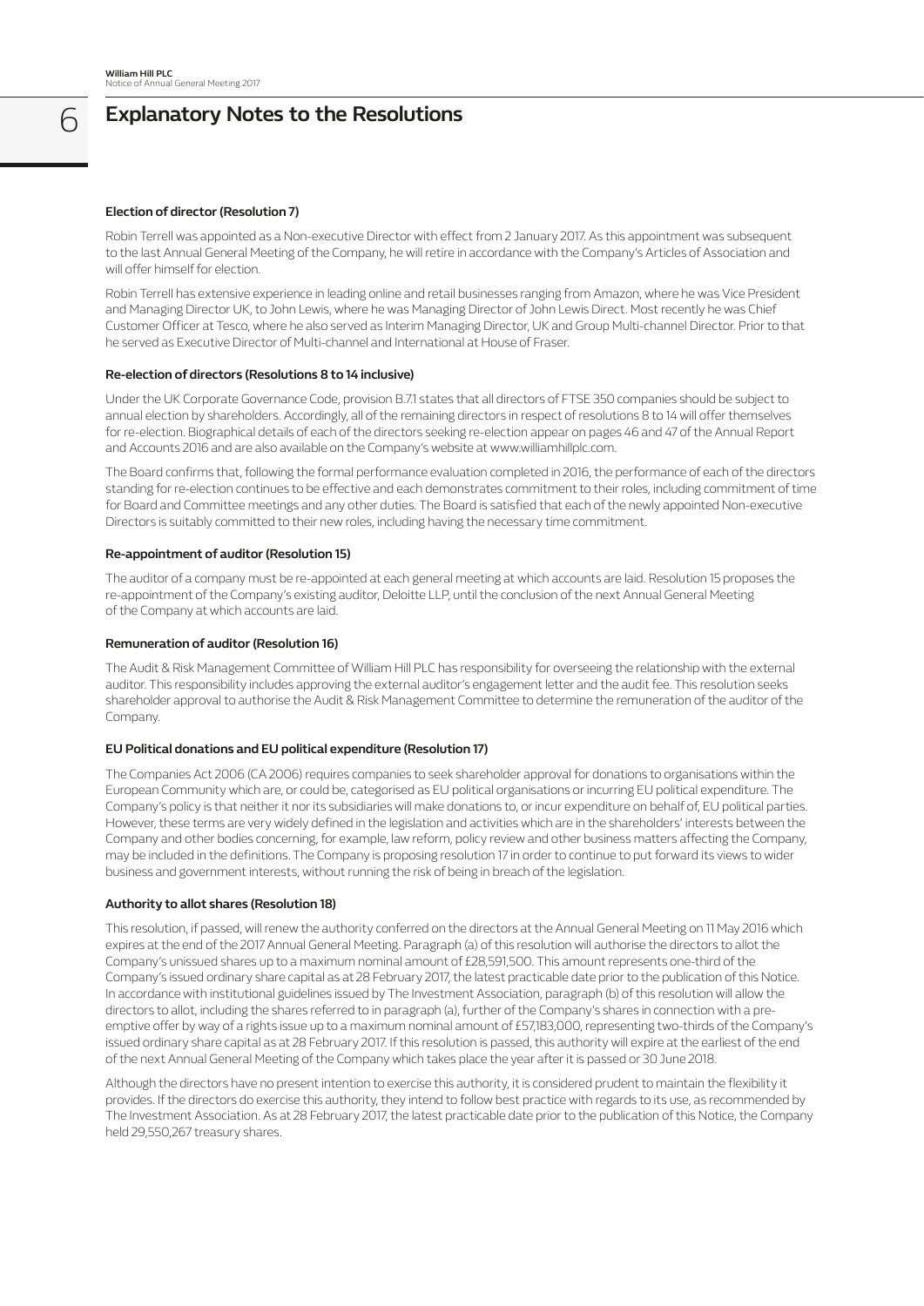# Explanatory Notes to the Resolutions

### Election of director (Resolution 7)

Robin Terrell was appointed as a Non-executive Director with effect from 2 January 2017. As this appointment was subsequent to the last Annual General Meeting of the Company, he will retire in accordance with the Company's Articles of Association and will offer himself for election.

Robin Terrell has extensive experience in leading online and retail businesses ranging from Amazon, where he was Vice President and Managing Director UK, to John Lewis, where he was Managing Director of John Lewis Direct. Most recently he was Chief Customer Officer at Tesco, where he also served as Interim Managing Director, UK and Group Multi-channel Director. Prior to that he served as Executive Director of Multi-channel and International at House of Fraser.

### Re-election of directors (Resolutions 8 to 14 inclusive)

Under the UK Corporate Governance Code, provision B.7.1 states that all directors of FTSE 350 companies should be subject to annual election by shareholders. Accordingly, all of the remaining directors in respect of resolutions 8 to 14 will offer themselves for re-election. Biographical details of each of the directors seeking re-election appear on pages 46 and 47 of the Annual Report and Accounts 2016 and are also available on the Company's website at www.williamhillplc.com.

The Board confirms that, following the formal performance evaluation completed in 2016, the performance of each of the directors standing for re-election continues to be effective and each demonstrates commitment to their roles, including commitment of time for Board and Committee meetings and any other duties. The Board is satisfied that each of the newly appointed Non-executive Directors is suitably committed to their new roles, including having the necessary time commitment.

### Re-appointment of auditor (Resolution 15)

The auditor of a company must be re-appointed at each general meeting at which accounts are laid. Resolution 15 proposes the re-appointment of the Company's existing auditor, Deloitte LLP, until the conclusion of the next Annual General Meeting of the Company at which accounts are laid.

### Remuneration of auditor (Resolution 16)

The Audit & Risk Management Committee of William Hill PLC has responsibility for overseeing the relationship with the external auditor. This responsibility includes approving the external auditor's engagement letter and the audit fee. This resolution seeks shareholder approval to authorise the Audit & Risk Management Committee to determine the remuneration of the auditor of the Company.

### EU Political donations and EU political expenditure (Resolution 17)

The Companies Act 2006 (CA 2006) requires companies to seek shareholder approval for donations to organisations within the European Community which are, or could be, categorised as EU political organisations or incurring EU political expenditure. The Company's policy is that neither it nor its subsidiaries will make donations to, or incur expenditure on behalf of, EU political parties. However, these terms are very widely defined in the legislation and activities which are in the shareholders' interests between the Company and other bodies concerning, for example, law reform, policy review and other business matters affecting the Company, may be included in the definitions. The Company is proposing resolution 17 in order to continue to put forward its views to wider business and government interests, without running the risk of being in breach of the legislation.

### Authority to allot shares (Resolution 18)

This resolution, if passed, will renew the authority conferred on the directors at the Annual General Meeting on 11 May 2016 which expires at the end of the 2017 Annual General Meeting. Paragraph (a) of this resolution will authorise the directors to allot the Company's unissued shares up to a maximum nominal amount of £28,591,500. This amount represents one-third of the Company's issued ordinary share capital as at 28 February 2017, the latest practicable date prior to the publication of this Notice. In accordance with institutional guidelines issued by The Investment Association, paragraph (b) of this resolution will allow the directors to allot, including the shares referred to in paragraph (a), further of the Company's shares in connection with a pre-emptive offer by way of a rights issue up to a maximum nominal amount of £57,183,000, representing two-thirds of the Company's issued ordinary share capital as at 28 February 2017. If this resolution is passed, this authority will expire at the earliest of the end of the next Annual General Meeting of the Company which takes place the year after it is passed or 30 June 2018.

Although the directors have no present intention to exercise this authority, it is considered prudent to maintain the flexibility it provides. If the directors do exercise this authority, they intend to follow best practice with regards to its use, as recommended by The Investment Association. As at 28 February 2017, the latest practicable date prior to the publication of this Notice, the Company held 29,550,267 treasury shares.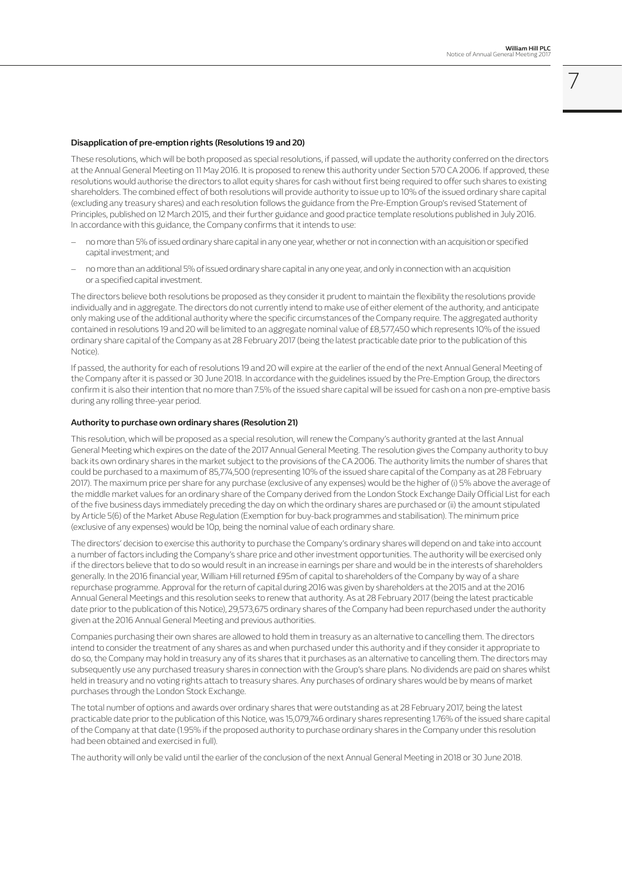### Disapplication of pre-emption rights (Resolutions 19 and 20)

These resolutions, which will be both proposed as special resolutions, if passed, will update the authority conferred on the directors at the Annual General Meeting on 11 May 2016. It is proposed to renew this authority under Section 570 CA 2006. If approved, these resolutions would authorise the directors to allot equity shares for cash without first being required to offer such shares to existing shareholders. The combined effect of both resolutions will provide authority to issue up to 10% of the issued ordinary share capital (excluding any treasury shares) and each resolution follows the guidance from the Pre-Emption Group's revised Statement of Principles, published on 12 March 2015, and their further guidance and good practice template resolutions published in July 2016. In accordance with this guidance, the Company confirms that it intends to use:

- no more than 5% of issued ordinary share capital in any one year, whether or not in connection with an acquisition or specified capital investment; and
- no more than an additional 5% of issued ordinary share capital in any one year, and only in connection with an acquisition or a specified capital investment.

The directors believe both resolutions be proposed as they consider it prudent to maintain the flexibility the resolutions provide individually and in aggregate. The directors do not currently intend to make use of either element of the authority, and anticipate only making use of the additional authority where the specific circumstances of the Company require. The aggregated authority contained in resolutions 19 and 20 will be limited to an aggregate nominal value of £8,577,450 which represents 10% of the issued ordinary share capital of the Company as at 28 February 2017 (being the latest practicable date prior to the publication of this Notice).

If passed, the authority for each of resolutions 19 and 20 will expire at the earlier of the end of the next Annual General Meeting of the Company after it is passed or 30 June 2018. In accordance with the guidelines issued by the Pre-Emption Group, the directors confirm it is also their intention that no more than 7.5% of the issued share capital will be issued for cash on a non pre-emptive basis during any rolling three-year period.

### Authority to purchase own ordinary shares (Resolution 21)

This resolution, which will be proposed as a special resolution, will renew the Company's authority granted at the last Annual General Meeting which expires on the date of the 2017 Annual General Meeting. The resolution gives the Company authority to buy back its own ordinary shares in the market subject to the provisions of the CA 2006. The authority limits the number of shares that could be purchased to a maximum of 85,774,500 (representing 10% of the issued share capital of the Company as at 28 February 2017). The maximum price per share for any purchase (exclusive of any expenses) would be the higher of (i) 5% above the average of the middle market values for an ordinary share of the Company derived from the London Stock Exchange Daily Official List for each of the five business days immediately preceding the day on which the ordinary shares are purchased or (ii) the amount stipulated by Article 5(6) of the Market Abuse Regulation (Exemption for buy-back programmes and stabilisation). The minimum price (exclusive of any expenses) would be 10p, being the nominal value of each ordinary share.

The directors' decision to exercise this authority to purchase the Company's ordinary shares will depend on and take into account a number of factors including the Company's share price and other investment opportunities. The authority will be exercised only if the directors believe that to do so would result in an increase in earnings per share and would be in the interests of shareholders generally. In the 2016 financial year, William Hill returned £95m of capital to shareholders of the Company by way of a share repurchase programme. Approval for the return of capital during 2016 was given by shareholders at the 2015 and at the 2016 Annual General Meetings and this resolution seeks to renew that authority. As at 28 February 2017 (being the latest practicable date prior to the publication of this Notice), 29,573,675 ordinary shares of the Company had been repurchased under the authority given at the 2016 Annual General Meeting and previous authorities.

Companies purchasing their own shares are allowed to hold them in treasury as an alternative to cancelling them. The directors intend to consider the treatment of any shares as and when purchased under this authority and if they consider it appropriate to do so, the Company may hold in treasury any of its shares that it purchases as an alternative to cancelling them. The directors may subsequently use any purchased treasury shares in connection with the Group's share plans. No dividends are paid on shares whilst held in treasury and no voting rights attach to treasury shares. Any purchases of ordinary shares would be by means of market purchases through the London Stock Exchange.

The total number of options and awards over ordinary shares that were outstanding as at 28 February 2017, being the latest practicable date prior to the publication of this Notice, was 15,079,746 ordinary shares representing 1.76% of the issued share capital of the Company at that date (1.95% if the proposed authority to purchase ordinary shares in the Company under this resolution had been obtained and exercised in full).

The authority will only be valid until the earlier of the conclusion of the next Annual General Meeting in 2018 or 30 June 2018.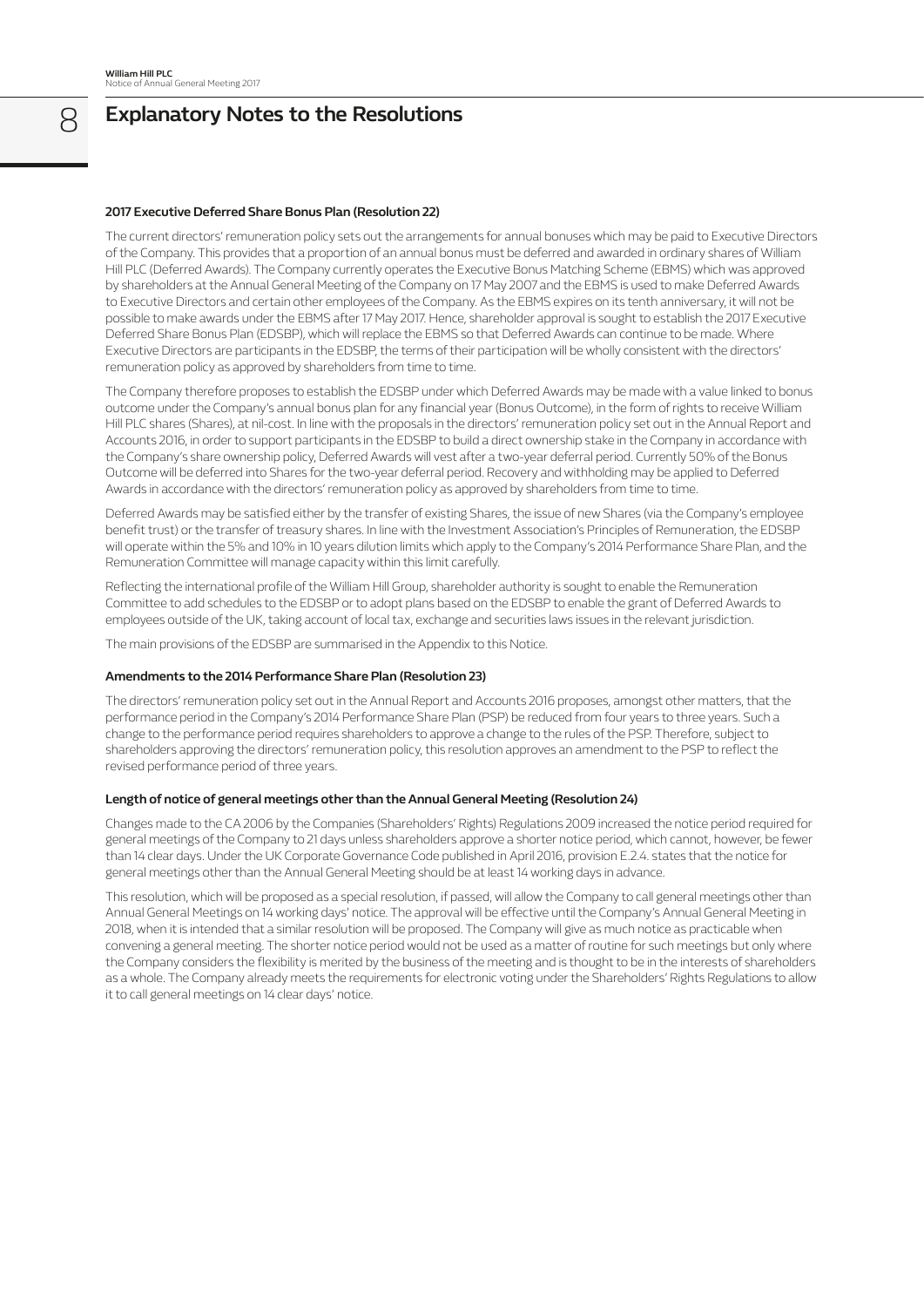# Explanatory Notes to the Resolutions

### 2017 Executive Deferred Share Bonus Plan (Resolution 22)

The current directors' remuneration policy sets out the arrangements for annual bonuses which may be paid to Executive Directors of the Company. This provides that a proportion of an annual bonus must be deferred and awarded in ordinary shares of William Hill PLC (Deferred Awards). The Company currently operates the Executive Bonus Matching Scheme (EBMS) which was approved by shareholders at the Annual General Meeting of the Company on 17 May 2007 and the EBMS is used to make Deferred Awards to Executive Directors and certain other employees of the Company. As the EBMS expires on its tenth anniversary, it will not be possible to make awards under the EBMS after 17 May 2017. Hence, shareholder approval is sought to establish the 2017 Executive Deferred Share Bonus Plan (EDSBP), which will replace the EBMS so that Deferred Awards can continue to be made. Where Executive Directors are participants in the EDSBP, the terms of their participation will be wholly consistent with the directors' remuneration policy as approved by shareholders from time to time.

The Company therefore proposes to establish the EDSBP under which Deferred Awards may be made with a value linked to bonus outcome under the Company's annual bonus plan for any financial year (Bonus Outcome), in the form of rights to receive William Hill PLC shares (Shares), at nil-cost. In line with the proposals in the directors' remuneration policy set out in the Annual Report and Accounts 2016, in order to support participants in the EDSBP to build a direct ownership stake in the Company in accordance with the Company's share ownership policy, Deferred Awards will vest after a two-year deferral period. Currently 50% of the Bonus Outcome will be deferred into Shares for the two-year deferral period. Recovery and withholding may be applied to Deferred Awards in accordance with the directors' remuneration policy as approved by shareholders from time to time.

Deferred Awards may be satisfied either by the transfer of existing Shares, the issue of new Shares (via the Company's employee benefit trust) or the transfer of treasury shares. In line with the Investment Association's Principles of Remuneration, the EDSBP will operate within the 5% and 10% in 10 years dilution limits which apply to the Company's 2014 Performance Share Plan, and the Remuneration Committee will manage capacity within this limit carefully.

Reflecting the international profile of the William Hill Group, shareholder authority is sought to enable the Remuneration Committee to add schedules to the EDSBP or to adopt plans based on the EDSBP to enable the grant of Deferred Awards to employees outside of the UK, taking account of local tax, exchange and securities laws issues in the relevant jurisdiction.

The main provisions of the EDSBP are summarised in the Appendix to this Notice.

### Amendments to the 2014 Performance Share Plan (Resolution 23)

The directors' remuneration policy set out in the Annual Report and Accounts 2016 proposes, amongst other matters, that the performance period in the Company's 2014 Performance Share Plan (PSP) be reduced from four years to three years. Such a change to the performance period requires shareholders to approve a change to the rules of the PSP. Therefore, subject to shareholders approving the directors' remuneration policy, this resolution approves an amendment to the PSP to reflect the revised performance period of three years.

### Length of notice of general meetings other than the Annual General Meeting (Resolution 24)

Changes made to the CA 2006 by the Companies (Shareholders' Rights) Regulations 2009 increased the notice period required for general meetings of the Company to 21 days unless shareholders approve a shorter notice period, which cannot, however, be fewer than 14 clear days. Under the UK Corporate Governance Code published in April 2016, provision E.2.4. states that the notice for general meetings other than the Annual General Meeting should be at least 14 working days in advance.

This resolution, which will be proposed as a special resolution, if passed, will allow the Company to call general meetings other than Annual General Meetings on 14 working days' notice. The approval will be effective until the Company's Annual General Meeting in 2018, when it is intended that a similar resolution will be proposed. The Company will give as much notice as practicable when convening a general meeting. The shorter notice period would not be used as a matter of routine for such meetings but only where the Company considers the flexibility is merited by the business of the meeting and is thought to be in the interests of shareholders as a whole. The Company already meets the requirements for electronic voting under the Shareholders' Rights Regulations to allow it to call general meetings on 14 clear days' notice.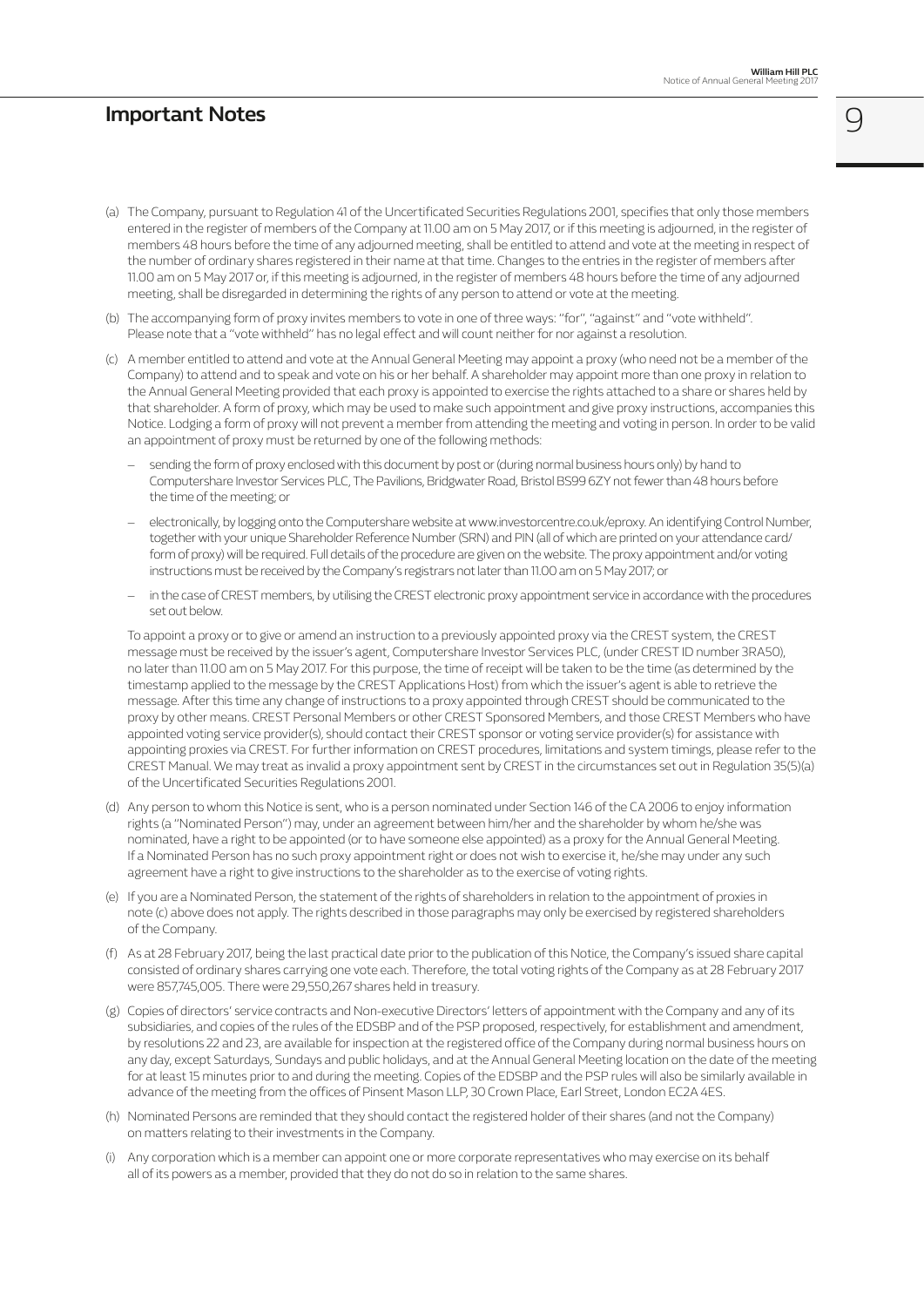## Important Notes

(a) The Company, pursuant to Regulation 41 of the Uncertificated Securities Regulations 2001, specifies that only those members entered in the register of members of the Company at 11.00 am on 5 May 2017, or if this meeting is adjourned, in the register of members 48 hours before the time of any adjourned meeting, shall be entitled to attend and vote at the meeting in respect of the number of ordinary shares registered in their name at that time. Changes to the entries in the register of members after 11.00 am on 5 May 2017 or, if this meeting is adjourned, in the register of members 48 hours before the time of any adjourned meeting, shall be disregarded in determining the rights of any person to attend or vote at the meeting.

(b) The accompanying form of proxy invites members to vote in one of three ways: "for", "against" and "vote withheld". Please note that a "vote withheld" has no legal effect and will count neither for nor against a resolution.

(c) A member entitled to attend and vote at the Annual General Meeting may appoint a proxy (who need not be a member of the Company) to attend and to speak and vote on his or her behalf. A shareholder may appoint more than one proxy in relation to the Annual General Meeting provided that each proxy is appointed to exercise the rights attached to a share or shares held by that shareholder. A form of proxy, which may be used to make such appointment and give proxy instructions, accompanies this Notice. Lodging a form of proxy will not prevent a member from attending the meeting and voting in person. In order to be valid an appointment of proxy must be returned by one of the following methods:

- sending the form of proxy enclosed with this document by post or (during normal business hours only) by hand to Computershare Investor Services PLC, The Pavilions, Bridgwater Road, Bristol BS99 6ZY not fewer than 48 hours before the time of the meeting; or
- electronically, by logging onto the Computershare website at www.investorcentre.co.uk/eproxy. An identifying Control Number, together with your unique Shareholder Reference Number (SRN) and PIN (all of which are printed on your attendance card/ form of proxy) will be required. Full details of the procedure are given on the website. The proxy appointment and/or voting instructions must be received by the Company's registrars not later than 11.00 am on 5 May 2017; or
- in the case of CREST members, by utilising the CREST electronic proxy appointment service in accordance with the procedures set out below.

To appoint a proxy or to give or amend an instruction to a previously appointed proxy via the CREST system, the CREST message must be received by the issuer's agent, Computershare Investor Services PLC, (under CREST ID number 3RA50), no later than 11.00 am on 5 May 2017. For this purpose, the time of receipt will be taken to be the time (as determined by the timestamp applied to the message by the CREST Applications Host) from which the issuer's agent is able to retrieve the message. After this time any change of instructions to a proxy appointed through CREST should be communicated to the proxy by other means. CREST Personal Members or other CREST Sponsored Members, and those CREST Members who have appointed voting service provider(s), should contact their CREST sponsor or voting service provider(s) for assistance with appointing proxies via CREST. For further information on CREST procedures, limitations and system timings, please refer to the CREST Manual. We may treat as invalid a proxy appointment sent by CREST in the circumstances set out in Regulation 35(5)(a) of the Uncertificated Securities Regulations 2001.

(d) Any person to whom this Notice is sent, who is a person nominated under Section 146 of the CA 2006 to enjoy information rights (a "Nominated Person") may, under an agreement between him/her and the shareholder by whom he/she was nominated, have a right to be appointed (or to have someone else appointed) as a proxy for the Annual General Meeting. If a Nominated Person has no such proxy appointment right or does not wish to exercise it, he/she may under any such agreement have a right to give instructions to the shareholder as to the exercise of voting rights.

(e) If you are a Nominated Person, the statement of the rights of shareholders in relation to the appointment of proxies in note (c) above does not apply. The rights described in those paragraphs may only be exercised by registered shareholders of the Company.

(f) As at 28 February 2017, being the last practical date prior to the publication of this Notice, the Company's issued share capital consisted of ordinary shares carrying one vote each. Therefore, the total voting rights of the Company as at 28 February 2017 were 857,745,005. There were 29,550,267 shares held in treasury.

(g) Copies of directors' service contracts and Non-executive Directors' letters of appointment with the Company and any of its subsidiaries, and copies of the rules of the EDSBP and of the PSP proposed, respectively, for establishment and amendment, by resolutions 22 and 23, are available for inspection at the registered office of the Company during normal business hours on any day, except Saturdays, Sundays and public holidays, and at the Annual General Meeting location on the date of the meeting for at least 15 minutes prior to and during the meeting. Copies of the EDSBP and the PSP rules will also be similarly available in advance of the meeting from the offices of Pinsent Mason LLP, 30 Crown Place, Earl Street, London EC2A 4ES.

(h) Nominated Persons are reminded that they should contact the registered holder of their shares (and not the Company) on matters relating to their investments in the Company.

(i) Any corporation which is a member can appoint one or more corporate representatives who may exercise on its behalf all of its powers as a member, provided that they do not do so in relation to the same shares.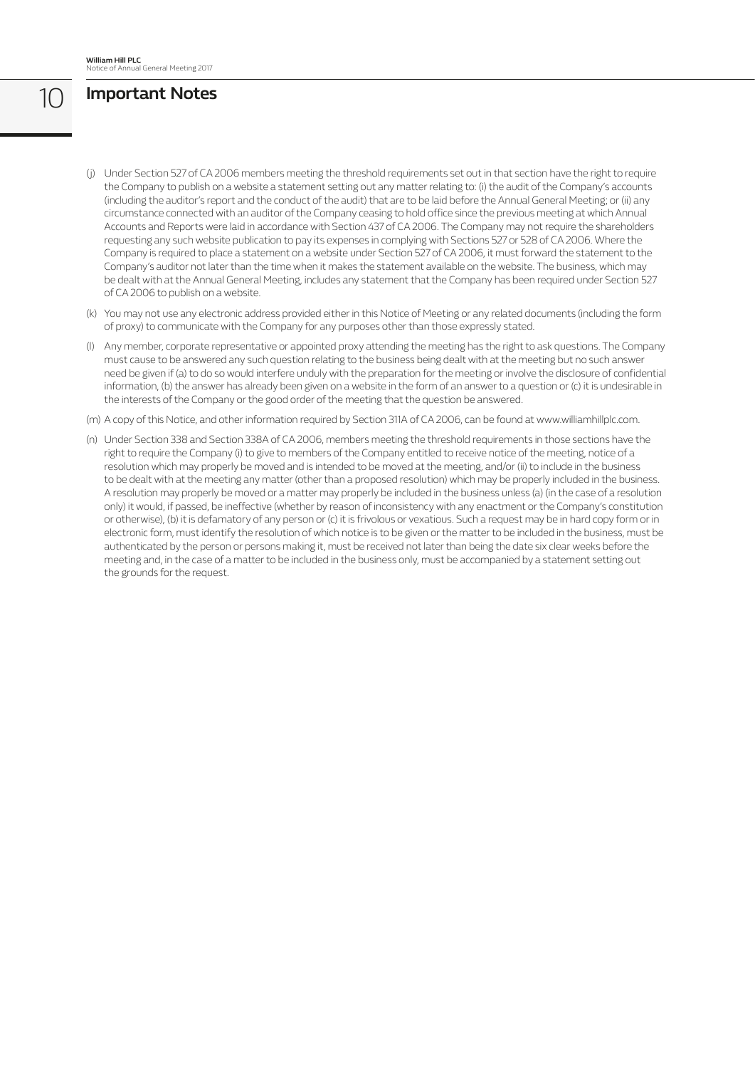# Important Notes

(j) Under Section 527 of CA 2006 members meeting the threshold requirements set out in that section have the right to require the Company to publish on a website a statement setting out any matter relating to: (i) the audit of the Company's accounts (including the auditor's report and the conduct of the audit) that are to be laid before the Annual General Meeting; or (ii) any circumstance connected with an auditor of the Company ceasing to hold office since the previous meeting at which Annual Accounts and Reports were laid in accordance with Section 437 of CA 2006. The Company may not require the shareholders requesting any such website publication to pay its expenses in complying with Sections 527 or 528 of CA 2006. Where the Company is required to place a statement on a website under Section 527 of CA 2006, it must forward the statement to the Company's auditor not later than the time when it makes the statement available on the website. The business, which may be dealt with at the Annual General Meeting, includes any statement that the Company has been required under Section 527 of CA 2006 to publish on a website.

(k) You may not use any electronic address provided either in this Notice of Meeting or any related documents (including the form of proxy) to communicate with the Company for any purposes other than those expressly stated.

(l) Any member, corporate representative or appointed proxy attending the meeting has the right to ask questions. The Company must cause to be answered any such question relating to the business being dealt with at the meeting but no such answer need be given if (a) to do so would interfere unduly with the preparation for the meeting or involve the disclosure of confidential information, (b) the answer has already been given on a website in the form of an answer to a question or (c) it is undesirable in the interests of the Company or the good order of the meeting that the question be answered.

(m) A copy of this Notice, and other information required by Section 311A of CA 2006, can be found at www.williamhillplc.com.

(n) Under Section 338 and Section 338A of CA 2006, members meeting the threshold requirements in those sections have the right to require the Company (i) to give to members of the Company entitled to receive notice of the meeting, notice of a resolution which may properly be moved and is intended to be moved at the meeting, and/or (ii) to include in the business to be dealt with at the meeting any matter (other than a proposed resolution) which may be properly included in the business. A resolution may properly be moved or a matter may properly be included in the business unless (a) (in the case of a resolution only) it would, if passed, be ineffective (whether by reason of inconsistency with any enactment or the Company's constitution or otherwise), (b) it is defamatory of any person or (c) it is frivolous or vexatious. Such a request may be in hard copy form or in electronic form, must identify the resolution of which notice is to be given or the matter to be included in the business, must be authenticated by the person or persons making it, must be received not later than being the date six clear weeks before the meeting and, in the case of a matter to be included in the business only, must be accompanied by a statement setting out the grounds for the request.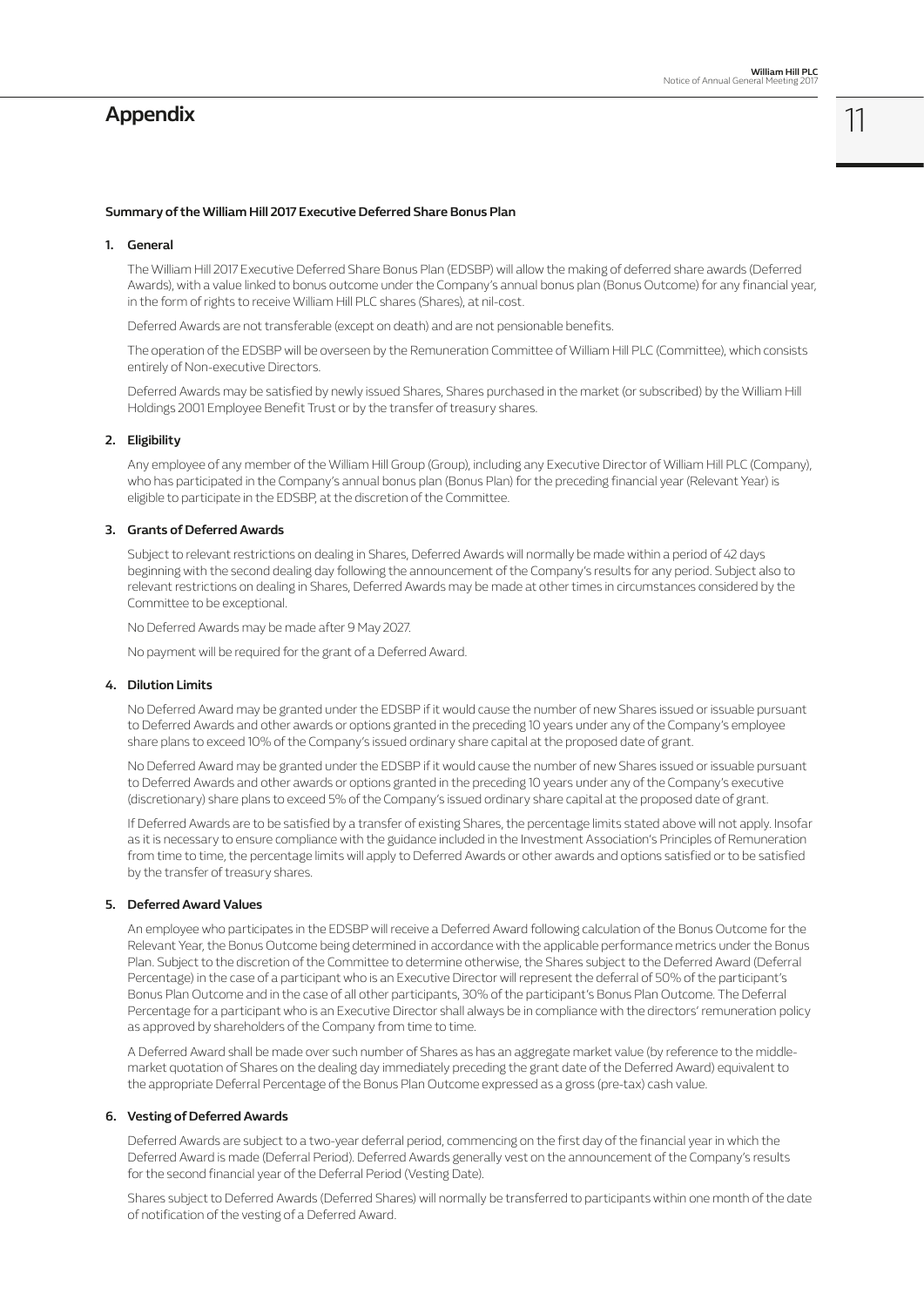# Appendix

## Summary of the William Hill 2017 Executive Deferred Share Bonus Plan

### 1. General

The William Hill 2017 Executive Deferred Share Bonus Plan (EDSBP) will allow the making of deferred share awards (Deferred Awards), with a value linked to bonus outcome under the Company's annual bonus plan (Bonus Outcome) for any financial year, in the form of rights to receive William Hill PLC shares (Shares), at nil-cost.

Deferred Awards are not transferable (except on death) and are not pensionable benefits.

The operation of the EDSBP will be overseen by the Remuneration Committee of William Hill PLC (Committee), which consists entirely of Non-executive Directors.

Deferred Awards may be satisfied by newly issued Shares, Shares purchased in the market (or subscribed) by the William Hill Holdings 2001 Employee Benefit Trust or by the transfer of treasury shares.

### 2. Eligibility

Any employee of any member of the William Hill Group (Group), including any Executive Director of William Hill PLC (Company), who has participated in the Company's annual bonus plan (Bonus Plan) for the preceding financial year (Relevant Year) is eligible to participate in the EDSBP, at the discretion of the Committee.

### 3. Grants of Deferred Awards

Subject to relevant restrictions on dealing in Shares, Deferred Awards will normally be made within a period of 42 days beginning with the second dealing day following the announcement of the Company's results for any period. Subject also to relevant restrictions on dealing in Shares, Deferred Awards may be made at other times in circumstances considered by the Committee to be exceptional.

No Deferred Awards may be made after 9 May 2027.

No payment will be required for the grant of a Deferred Award.

### 4. Dilution Limits

No Deferred Award may be granted under the EDSBP if it would cause the number of new Shares issued or issuable pursuant to Deferred Awards and other awards or options granted in the preceding 10 years under any of the Company's employee share plans to exceed 10% of the Company's issued ordinary share capital at the proposed date of grant.

No Deferred Award may be granted under the EDSBP if it would cause the number of new Shares issued or issuable pursuant to Deferred Awards and other awards or options granted in the preceding 10 years under any of the Company's executive (discretionary) share plans to exceed 5% of the Company's issued ordinary share capital at the proposed date of grant.

If Deferred Awards are to be satisfied by a transfer of existing Shares, the percentage limits stated above will not apply. Insofar as it is necessary to ensure compliance with the guidance included in the Investment Association's Principles of Remuneration from time to time, the percentage limits will apply to Deferred Awards or other awards and options satisfied or to be satisfied by the transfer of treasury shares.

### 5. Deferred Award Values

An employee who participates in the EDSBP will receive a Deferred Award following calculation of the Bonus Outcome for the Relevant Year, the Bonus Outcome being determined in accordance with the applicable performance metrics under the Bonus Plan. Subject to the discretion of the Committee to determine otherwise, the Shares subject to the Deferred Award (Deferral Percentage) in the case of a participant who is an Executive Director will represent the deferral of 50% of the participant's Bonus Plan Outcome and in the case of all other participants, 30% of the participant's Bonus Plan Outcome. The Deferral Percentage for a participant who is an Executive Director shall always be in compliance with the directors' remuneration policy as approved by shareholders of the Company from time to time.

A Deferred Award shall be made over such number of Shares as has an aggregate market value (by reference to the middle-market quotation of Shares on the dealing day immediately preceding the grant date of the Deferred Award) equivalent to the appropriate Deferral Percentage of the Bonus Plan Outcome expressed as a gross (pre-tax) cash value.

### 6. Vesting of Deferred Awards

Deferred Awards are subject to a two-year deferral period, commencing on the first day of the financial year in which the Deferred Award is made (Deferral Period). Deferred Awards generally vest on the announcement of the Company's results for the second financial year of the Deferral Period (Vesting Date).

Shares subject to Deferred Awards (Deferred Shares) will normally be transferred to participants within one month of the date of notification of the vesting of a Deferred Award.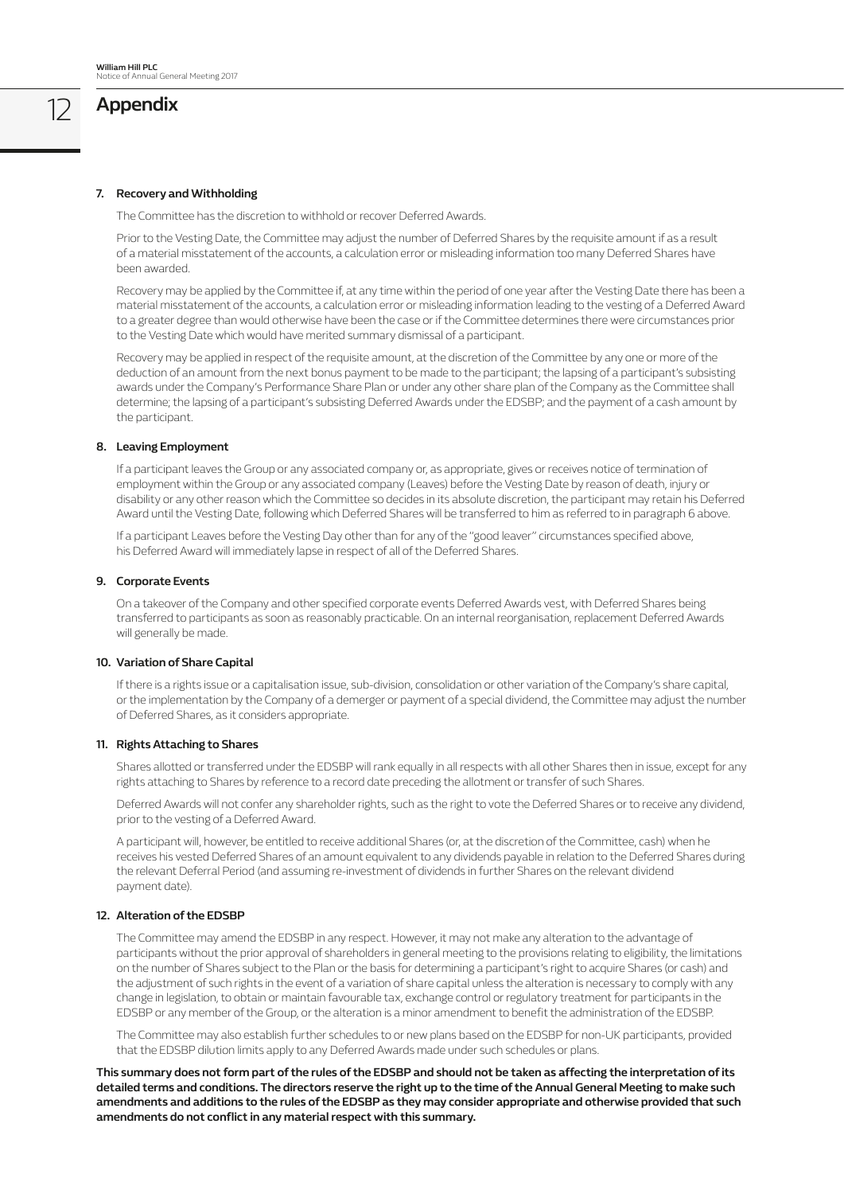# Appendix

**7. Recovery and Withholding**

The Committee has the discretion to withhold or recover Deferred Awards.

Prior to the Vesting Date, the Committee may adjust the number of Deferred Shares by the requisite amount if as a result of a material misstatement of the accounts, a calculation error or misleading information too many Deferred Shares have been awarded.

Recovery may be applied by the Committee if, at any time within the period of one year after the Vesting Date there has been a material misstatement of the accounts, a calculation error or misleading information leading to the vesting of a Deferred Award to a greater degree than would otherwise have been the case or if the Committee determines there were circumstances prior to the Vesting Date which would have merited summary dismissal of a participant.

Recovery may be applied in respect of the requisite amount, at the discretion of the Committee by any one or more of the deduction of an amount from the next bonus payment to be made to the participant; the lapsing of a participant's subsisting awards under the Company's Performance Share Plan or under any other share plan of the Company as the Committee shall determine; the lapsing of a participant's subsisting Deferred Awards under the EDSBP; and the payment of a cash amount by the participant.

**8. Leaving Employment**

If a participant leaves the Group or any associated company or, as appropriate, gives or receives notice of termination of employment within the Group or any associated company (Leaves) before the Vesting Date by reason of death, injury or disability or any other reason which the Committee so decides in its absolute discretion, the participant may retain his Deferred Award until the Vesting Date, following which Deferred Shares will be transferred to him as referred to in paragraph 6 above.

If a participant Leaves before the Vesting Day other than for any of the "good leaver" circumstances specified above, his Deferred Award will immediately lapse in respect of all of the Deferred Shares.

**9. Corporate Events**

On a takeover of the Company and other specified corporate events Deferred Awards vest, with Deferred Shares being transferred to participants as soon as reasonably practicable. On an internal reorganisation, replacement Deferred Awards will generally be made.

**10. Variation of Share Capital**

If there is a rights issue or a capitalisation issue, sub-division, consolidation or other variation of the Company's share capital, or the implementation by the Company of a demerger or payment of a special dividend, the Committee may adjust the number of Deferred Shares, as it considers appropriate.

**11. Rights Attaching to Shares**

Shares allotted or transferred under the EDSBP will rank equally in all respects with all other Shares then in issue, except for any rights attaching to Shares by reference to a record date preceding the allotment or transfer of such Shares.

Deferred Awards will not confer any shareholder rights, such as the right to vote the Deferred Shares or to receive any dividend, prior to the vesting of a Deferred Award.

A participant will, however, be entitled to receive additional Shares (or, at the discretion of the Committee, cash) when he receives his vested Deferred Shares of an amount equivalent to any dividends payable in relation to the Deferred Shares during the relevant Deferral Period (and assuming re-investment of dividends in further Shares on the relevant dividend payment date).

**12. Alteration of the EDSBP**

The Committee may amend the EDSBP in any respect. However, it may not make any alteration to the advantage of participants without the prior approval of shareholders in general meeting to the provisions relating to eligibility, the limitations on the number of Shares subject to the Plan or the basis for determining a participant's right to acquire Shares (or cash) and the adjustment of such rights in the event of a variation of share capital unless the alteration is necessary to comply with any change in legislation, to obtain or maintain favourable tax, exchange control or regulatory treatment for participants in the EDSBP or any member of the Group, or the alteration is a minor amendment to benefit the administration of the EDSBP.

The Committee may also establish further schedules to or new plans based on the EDSBP for non-UK participants, provided that the EDSBP dilution limits apply to any Deferred Awards made under such schedules or plans.

**This summary does not form part of the rules of the EDSBP and should not be taken as affecting the interpretation of its detailed terms and conditions. The directors reserve the right up to the time of the Annual General Meeting to make such amendments and additions to the rules of the EDSBP as they may consider appropriate and otherwise provided that such amendments do not conflict in any material respect with this summary.**